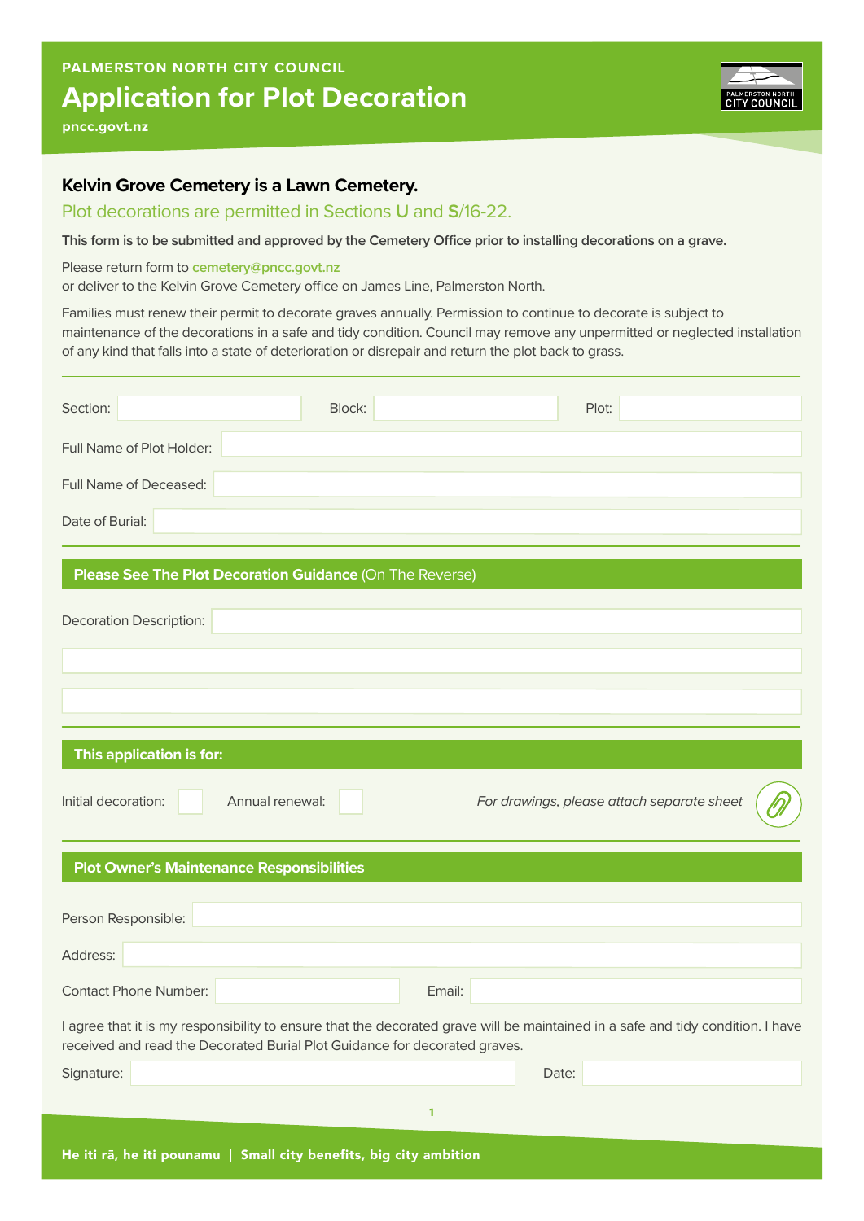PALMERSTON NORTH CITY COUNCIL

# Application for Plot Decoration

pncc.govt.nz

## Kelvin Grove Cemetery is a Lawn Cemetery.

Plot decorations are permitted in Sections **U** and **S**/16-22.

**This form is to be submitted and approved by the Cemetery Office prior to installing decorations on a grave.**

Please return form to cemetery@pncc.govt.nz
or deliver to the Kelvin Grove Cemetery office on James Line, Palmerston North.

Families must renew their permit to decorate graves annually. Permission to continue to decorate is subject to maintenance of the decorations in a safe and tidy condition. Council may remove any unpermitted or neglected installation of any kind that falls into a state of deterioration or disrepair and return the plot back to grass.

Section: ______________ Block: ______________ Plot: ______________

Full Name of Plot Holder: ______________

Full Name of Deceased: ______________

Date of Burial: ______________

### **Please See The Plot Decoration Guidance** (On The Reverse)

Decoration Description: ______________

______________

______________

### This application is for:

Initial decoration: ☐ Annual renewal: ☐

*For drawings, please attach separate sheet*

### Plot Owner's Maintenance Responsibilities

Person Responsible: ______________

Address: ______________

Contact Phone Number: ______________ Email: ______________

I agree that it is my responsibility to ensure that the decorated grave will be maintained in a safe and tidy condition. I have received and read the Decorated Burial Plot Guidance for decorated graves.

Signature: ______________ Date: ______________

He iti rā, he iti pounamu | Small city benefits, big city ambition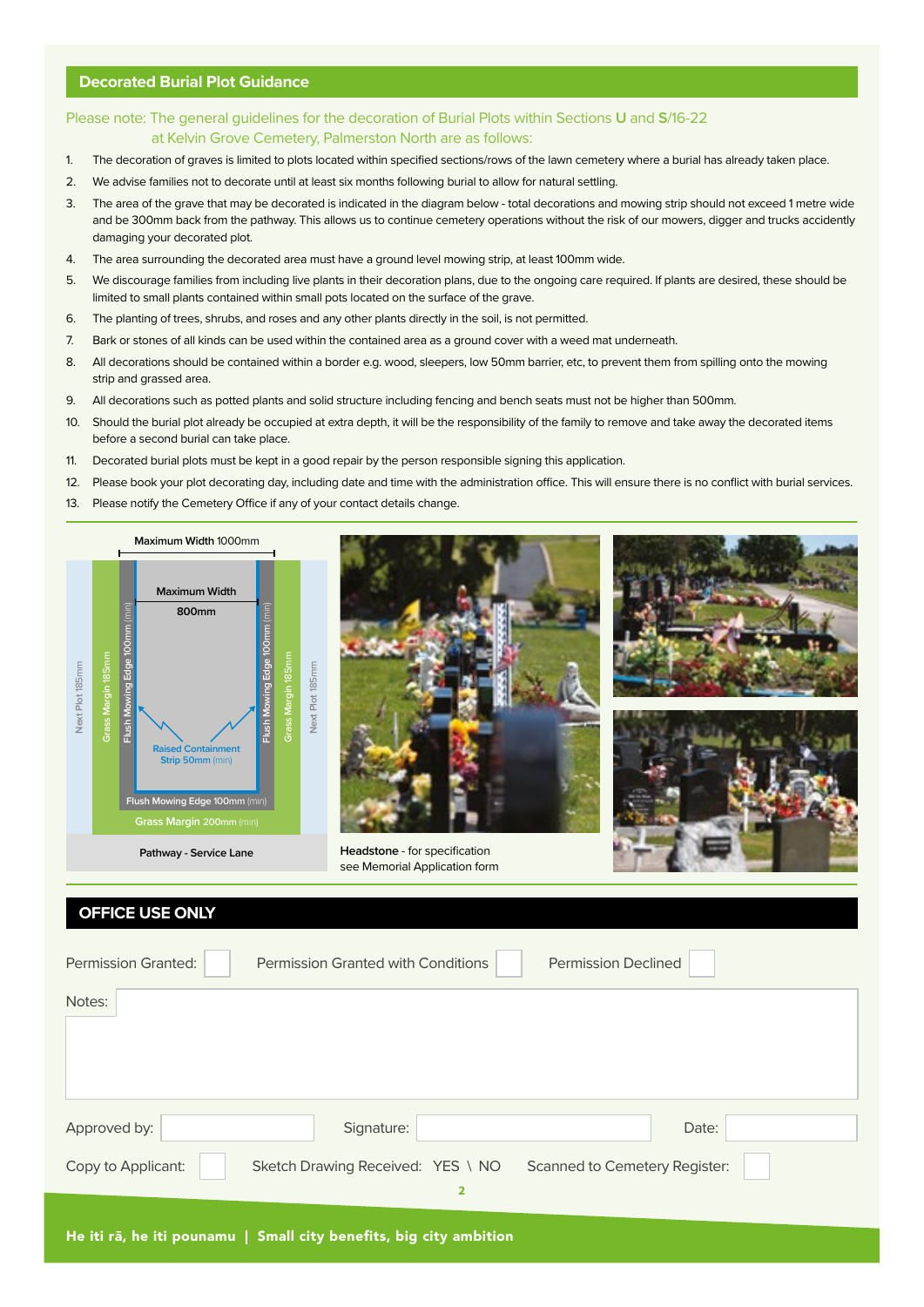## Decorated Burial Plot Guidance

Please note: The general guidelines for the decoration of Burial Plots within Sections **U** and **S**/16-22 at Kelvin Grove Cemetery, Palmerston North are as follows:

1. The decoration of graves is limited to plots located within specified sections/rows of the lawn cemetery where a burial has already taken place.
2. We advise families not to decorate until at least six months following burial to allow for natural settling.
3. The area of the grave that may be decorated is indicated in the diagram below - total decorations and mowing strip should not exceed 1 metre wide and be 300mm back from the pathway. This allows us to continue cemetery operations without the risk of our mowers, digger and trucks accidently damaging your decorated plot.
4. The area surrounding the decorated area must have a ground level mowing strip, at least 100mm wide.
5. We discourage families from including live plants in their decoration plans, due to the ongoing care required. If plants are desired, these should be limited to small plants contained within small pots located on the surface of the grave.
6. The planting of trees, shrubs, and roses and any other plants directly in the soil, is not permitted.
7. Bark or stones of all kinds can be used within the contained area as a ground cover with a weed mat underneath.
8. All decorations should be contained within a border e.g. wood, sleepers, low 50mm barrier, etc, to prevent them from spilling onto the mowing strip and grassed area.
9. All decorations such as potted plants and solid structure including fencing and bench seats must not be higher than 500mm.
10. Should the burial plot already be occupied at extra depth, it will be the responsibility of the family to remove and take away the decorated items before a second burial can take place.
11. Decorated burial plots must be kept in a good repair by the person responsible signing this application.
12. Please book your plot decorating day, including date and time with the administration office. This will ensure there is no conflict with burial services.
13. Please notify the Cemetery Office if any of your contact details change.

Maximum Width 1000mm

Maximum Width 800mm

Next Plot 185mm

Grass Margin 185mm

Flush Mowing Edge 100mm (min)

Raised Containment Strip 50mm (min)

Flush Mowing Edge 100mm (min)

Grass Margin 200mm (min)

Pathway - Service Lane

**Headstone** - for specification see Memorial Application form

## OFFICE USE ONLY

Permission Granted: ☐ Permission Granted with Conditions ☐ Permission Declined ☐

Notes:

Approved by: Signature: Date:

Copy to Applicant: ☐ Sketch Drawing Received: YES \ NO Scanned to Cemetery Register: ☐

He iti rā, he iti pounamu | Small city benefits, big city ambition